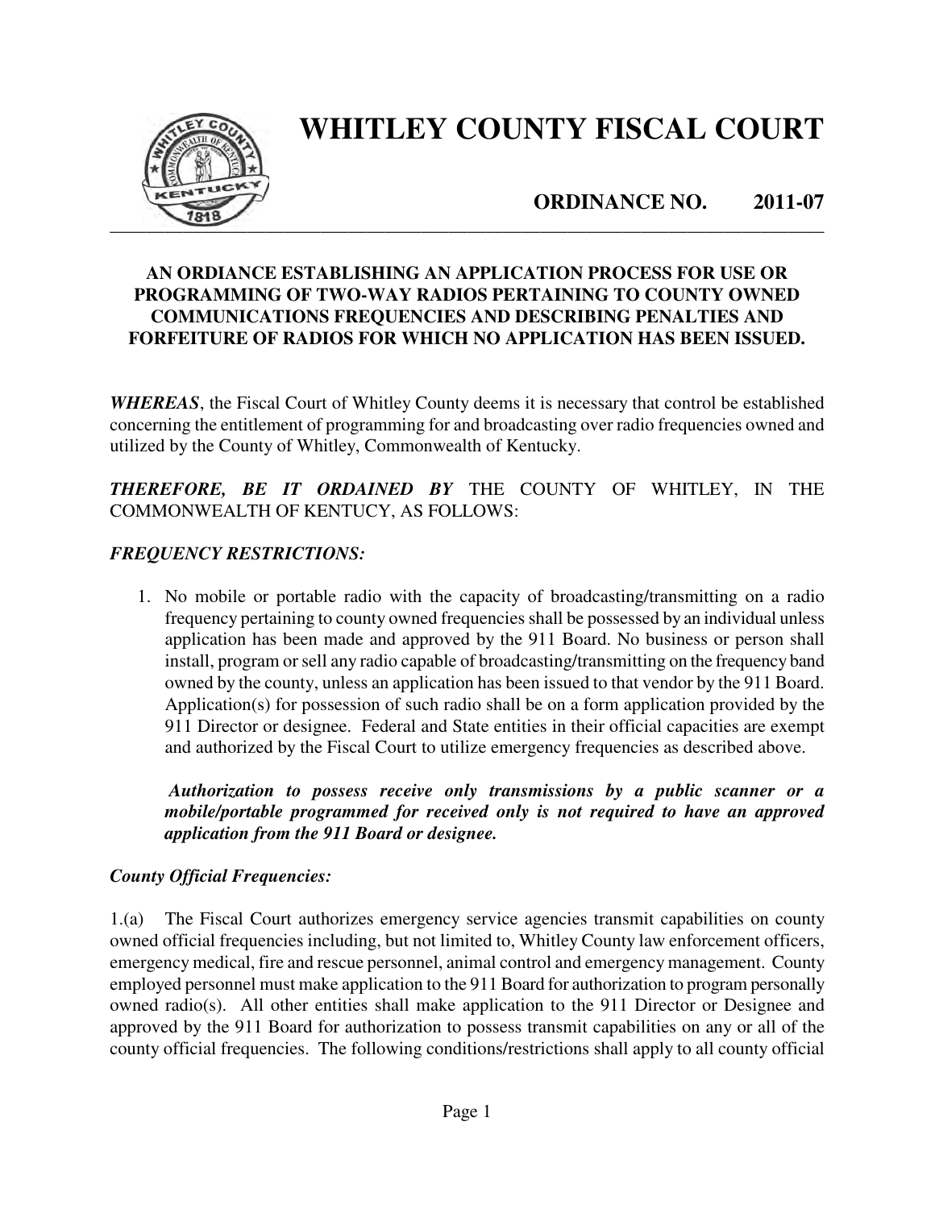# WHITLEY COUNTY FISCAL COURT

## ORDINANCE NO. 2011-07

**AN ORDIANCE ESTABLISHING AN APPLICATION PROCESS FOR USE OR PROGRAMMING OF TWO-WAY RADIOS PERTAINING TO COUNTY OWNED COMMUNICATIONS FREQUENCIES AND DESCRIBING PENALTIES AND FORFEITURE OF RADIOS FOR WHICH NO APPLICATION HAS BEEN ISSUED.**

***WHEREAS***, the Fiscal Court of Whitley County deems it is necessary that control be established concerning the entitlement of programming for and broadcasting over radio frequencies owned and utilized by the County of Whitley, Commonwealth of Kentucky.

***THEREFORE, BE IT ORDAINED BY*** THE COUNTY OF WHITLEY, IN THE COMMONWEALTH OF KENTUCY, AS FOLLOWS:

*FREQUENCY RESTRICTIONS:*

1. No mobile or portable radio with the capacity of broadcasting/transmitting on a radio frequency pertaining to county owned frequencies shall be possessed by an individual unless application has been made and approved by the 911 Board. No business or person shall install, program or sell any radio capable of broadcasting/transmitting on the frequency band owned by the county, unless an application has been issued to that vendor by the 911 Board. Application(s) for possession of such radio shall be on a form application provided by the 911 Director or designee. Federal and State entities in their official capacities are exempt and authorized by the Fiscal Court to utilize emergency frequencies as described above.

   ***Authorization to possess receive only transmissions by a public scanner or a mobile/portable programmed for received only is not required to have an approved application from the 911 Board or designee.***

*County Official Frequencies:*

1.(a) The Fiscal Court authorizes emergency service agencies transmit capabilities on county owned official frequencies including, but not limited to, Whitley County law enforcement officers, emergency medical, fire and rescue personnel, animal control and emergency management. County employed personnel must make application to the 911 Board for authorization to program personally owned radio(s). All other entities shall make application to the 911 Director or Designee and approved by the 911 Board for authorization to possess transmit capabilities on any or all of the county official frequencies. The following conditions/restrictions shall apply to all county official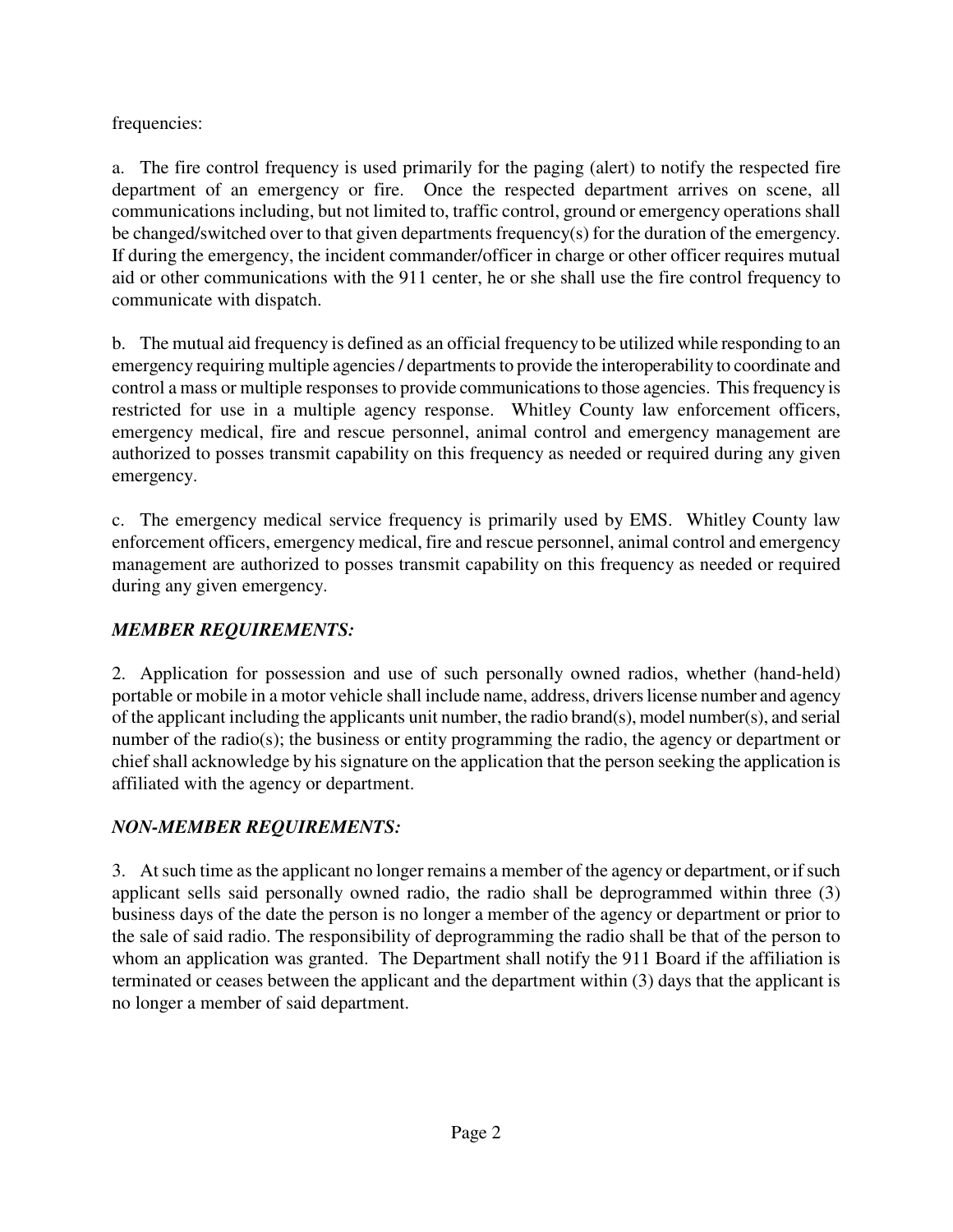frequencies:

a. The fire control frequency is used primarily for the paging (alert) to notify the respected fire department of an emergency or fire. Once the respected department arrives on scene, all communications including, but not limited to, traffic control, ground or emergency operations shall be changed/switched over to that given departments frequency(s) for the duration of the emergency. If during the emergency, the incident commander/officer in charge or other officer requires mutual aid or other communications with the 911 center, he or she shall use the fire control frequency to communicate with dispatch.

b. The mutual aid frequency is defined as an official frequency to be utilized while responding to an emergency requiring multiple agencies / departments to provide the interoperability to coordinate and control a mass or multiple responses to provide communications to those agencies. This frequency is restricted for use in a multiple agency response. Whitley County law enforcement officers, emergency medical, fire and rescue personnel, animal control and emergency management are authorized to posses transmit capability on this frequency as needed or required during any given emergency.

c. The emergency medical service frequency is primarily used by EMS. Whitley County law enforcement officers, emergency medical, fire and rescue personnel, animal control and emergency management are authorized to posses transmit capability on this frequency as needed or required during any given emergency.

### *MEMBER REQUIREMENTS:*

2. Application for possession and use of such personally owned radios, whether (hand-held) portable or mobile in a motor vehicle shall include name, address, drivers license number and agency of the applicant including the applicants unit number, the radio brand(s), model number(s), and serial number of the radio(s); the business or entity programming the radio, the agency or department or chief shall acknowledge by his signature on the application that the person seeking the application is affiliated with the agency or department.

### *NON-MEMBER REQUIREMENTS:*

3. At such time as the applicant no longer remains a member of the agency or department, or if such applicant sells said personally owned radio, the radio shall be deprogrammed within three (3) business days of the date the person is no longer a member of the agency or department or prior to the sale of said radio. The responsibility of deprogramming the radio shall be that of the person to whom an application was granted. The Department shall notify the 911 Board if the affiliation is terminated or ceases between the applicant and the department within (3) days that the applicant is no longer a member of said department.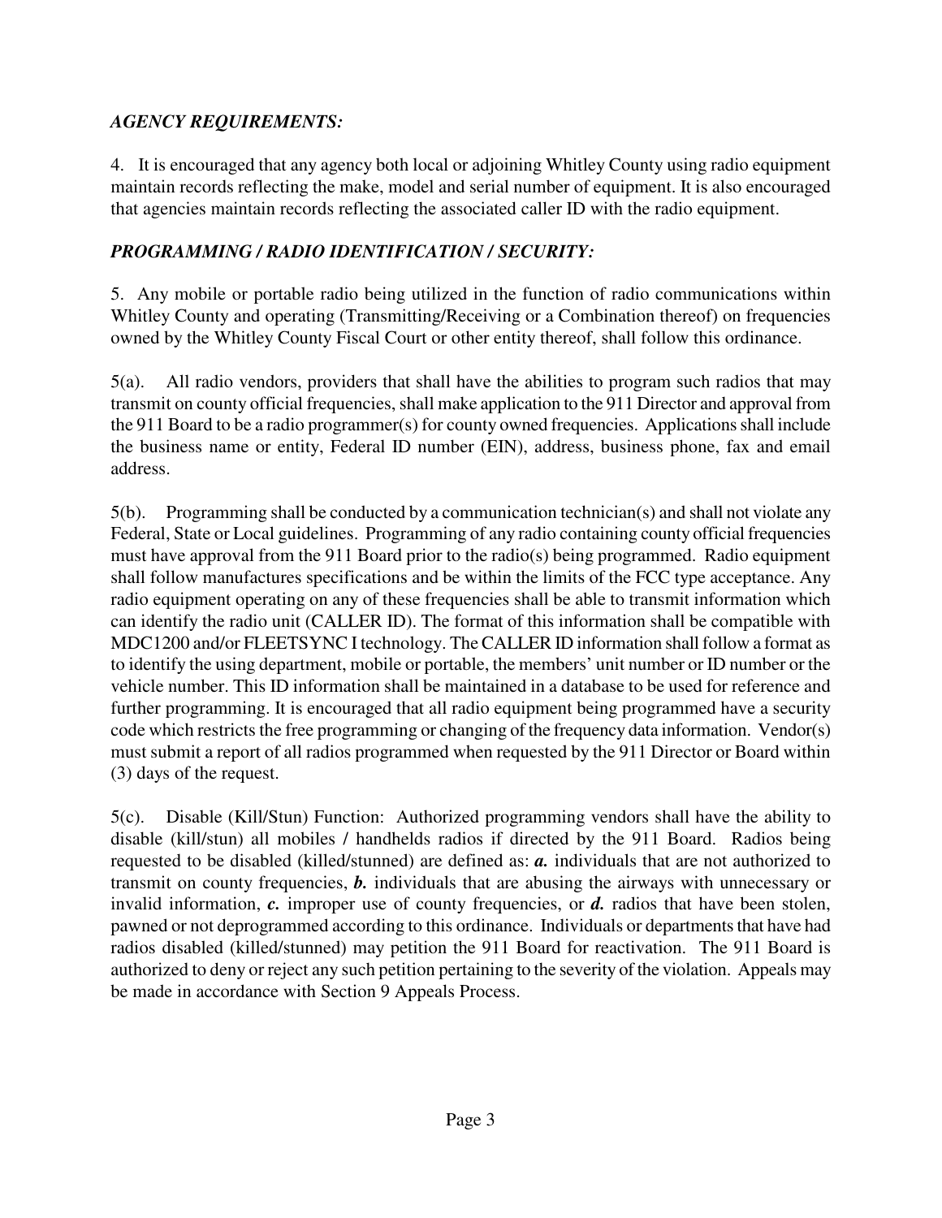### *AGENCY REQUIREMENTS:*

4. It is encouraged that any agency both local or adjoining Whitley County using radio equipment maintain records reflecting the make, model and serial number of equipment. It is also encouraged that agencies maintain records reflecting the associated caller ID with the radio equipment.

### *PROGRAMMING / RADIO IDENTIFICATION / SECURITY:*

5. Any mobile or portable radio being utilized in the function of radio communications within Whitley County and operating (Transmitting/Receiving or a Combination thereof) on frequencies owned by the Whitley County Fiscal Court or other entity thereof, shall follow this ordinance.

5(a). All radio vendors, providers that shall have the abilities to program such radios that may transmit on county official frequencies, shall make application to the 911 Director and approval from the 911 Board to be a radio programmer(s) for county owned frequencies. Applications shall include the business name or entity, Federal ID number (EIN), address, business phone, fax and email address.

5(b). Programming shall be conducted by a communication technician(s) and shall not violate any Federal, State or Local guidelines. Programming of any radio containing county official frequencies must have approval from the 911 Board prior to the radio(s) being programmed. Radio equipment shall follow manufactures specifications and be within the limits of the FCC type acceptance. Any radio equipment operating on any of these frequencies shall be able to transmit information which can identify the radio unit (CALLER ID). The format of this information shall be compatible with MDC1200 and/or FLEETSYNC I technology. The CALLER ID information shall follow a format as to identify the using department, mobile or portable, the members' unit number or ID number or the vehicle number. This ID information shall be maintained in a database to be used for reference and further programming. It is encouraged that all radio equipment being programmed have a security code which restricts the free programming or changing of the frequency data information. Vendor(s) must submit a report of all radios programmed when requested by the 911 Director or Board within (3) days of the request.

5(c). Disable (Kill/Stun) Function: Authorized programming vendors shall have the ability to disable (kill/stun) all mobiles / handhelds radios if directed by the 911 Board. Radios being requested to be disabled (killed/stunned) are defined as: ***a.*** individuals that are not authorized to transmit on county frequencies, ***b.*** individuals that are abusing the airways with unnecessary or invalid information, ***c.*** improper use of county frequencies, or ***d.*** radios that have been stolen, pawned or not deprogrammed according to this ordinance. Individuals or departments that have had radios disabled (killed/stunned) may petition the 911 Board for reactivation. The 911 Board is authorized to deny or reject any such petition pertaining to the severity of the violation. Appeals may be made in accordance with Section 9 Appeals Process.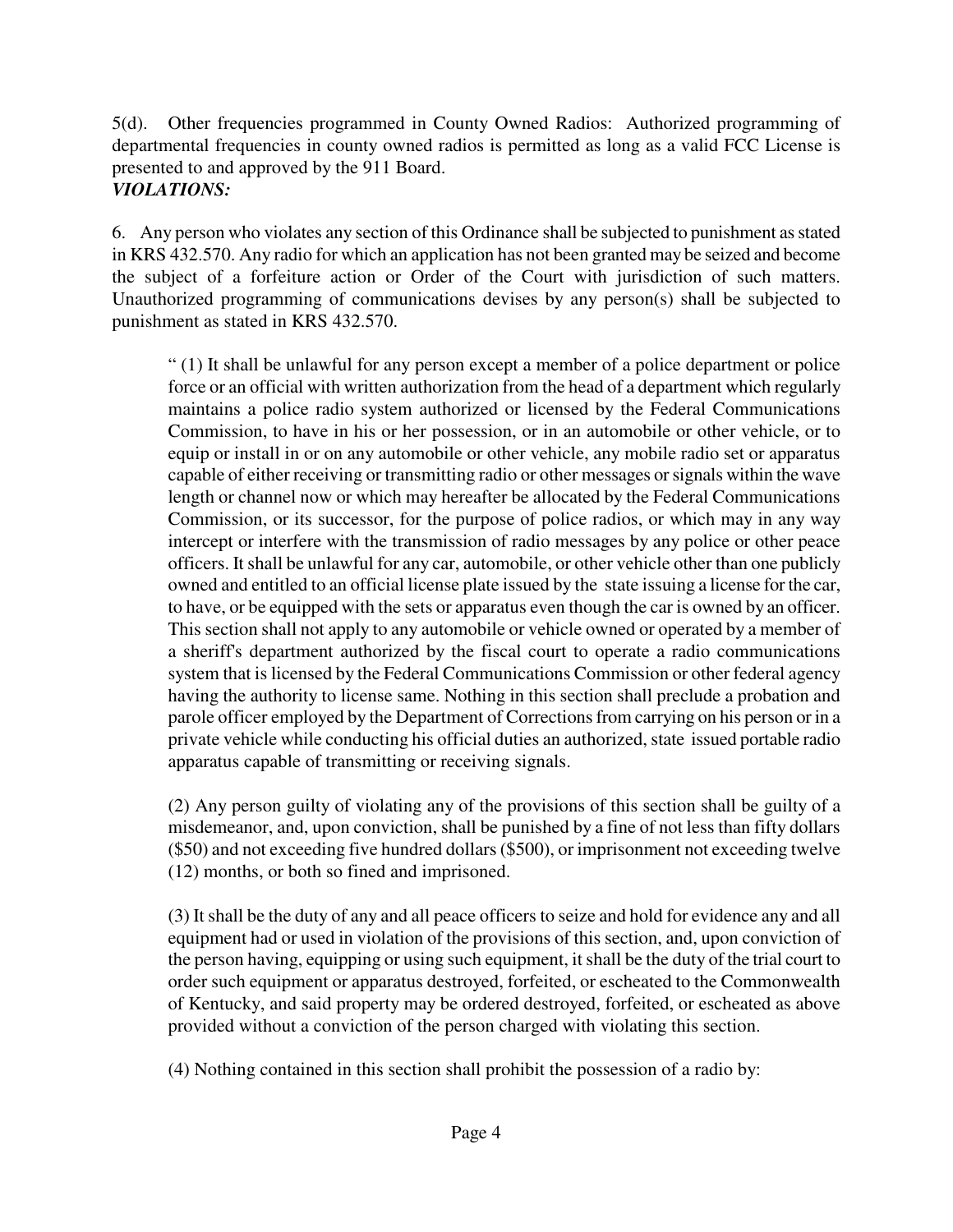5(d). Other frequencies programmed in County Owned Radios: Authorized programming of departmental frequencies in county owned radios is permitted as long as a valid FCC License is presented to and approved by the 911 Board.

***VIOLATIONS:***

6. Any person who violates any section of this Ordinance shall be subjected to punishment as stated in KRS 432.570. Any radio for which an application has not been granted may be seized and become the subject of a forfeiture action or Order of the Court with jurisdiction of such matters. Unauthorized programming of communications devises by any person(s) shall be subjected to punishment as stated in KRS 432.570.

> " (1) It shall be unlawful for any person except a member of a police department or police force or an official with written authorization from the head of a department which regularly maintains a police radio system authorized or licensed by the Federal Communications Commission, to have in his or her possession, or in an automobile or other vehicle, or to equip or install in or on any automobile or other vehicle, any mobile radio set or apparatus capable of either receiving or transmitting radio or other messages or signals within the wave length or channel now or which may hereafter be allocated by the Federal Communications Commission, or its successor, for the purpose of police radios, or which may in any way intercept or interfere with the transmission of radio messages by any police or other peace officers. It shall be unlawful for any car, automobile, or other vehicle other than one publicly owned and entitled to an official license plate issued by the state issuing a license for the car, to have, or be equipped with the sets or apparatus even though the car is owned by an officer. This section shall not apply to any automobile or vehicle owned or operated by a member of a sheriff's department authorized by the fiscal court to operate a radio communications system that is licensed by the Federal Communications Commission or other federal agency having the authority to license same. Nothing in this section shall preclude a probation and parole officer employed by the Department of Corrections from carrying on his person or in a private vehicle while conducting his official duties an authorized, state issued portable radio apparatus capable of transmitting or receiving signals.
>
> (2) Any person guilty of violating any of the provisions of this section shall be guilty of a misdemeanor, and, upon conviction, shall be punished by a fine of not less than fifty dollars ($50) and not exceeding five hundred dollars ($500), or imprisonment not exceeding twelve (12) months, or both so fined and imprisoned.
>
> (3) It shall be the duty of any and all peace officers to seize and hold for evidence any and all equipment had or used in violation of the provisions of this section, and, upon conviction of the person having, equipping or using such equipment, it shall be the duty of the trial court to order such equipment or apparatus destroyed, forfeited, or escheated to the Commonwealth of Kentucky, and said property may be ordered destroyed, forfeited, or escheated as above provided without a conviction of the person charged with violating this section.
>
> (4) Nothing contained in this section shall prohibit the possession of a radio by: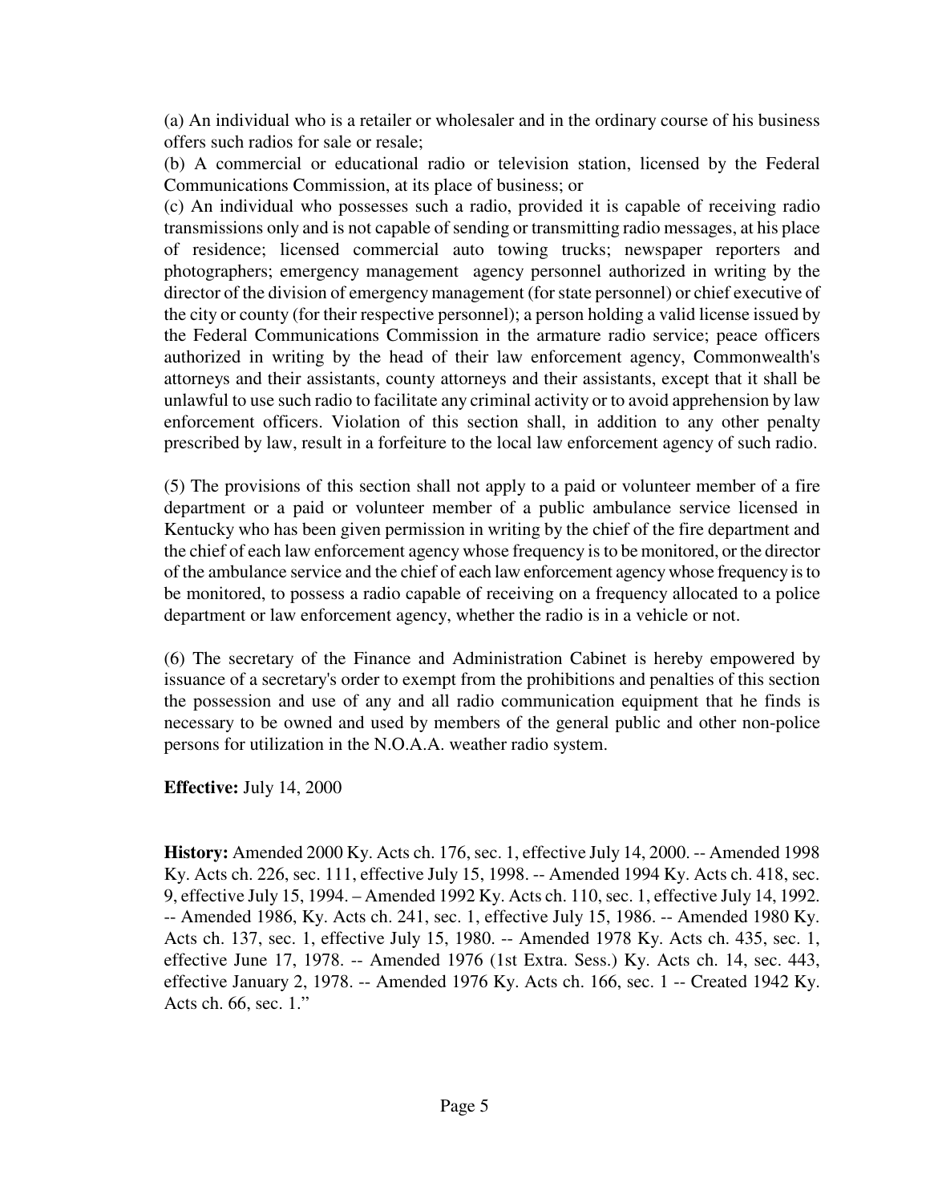(a) An individual who is a retailer or wholesaler and in the ordinary course of his business offers such radios for sale or resale;

(b) A commercial or educational radio or television station, licensed by the Federal Communications Commission, at its place of business; or

(c) An individual who possesses such a radio, provided it is capable of receiving radio transmissions only and is not capable of sending or transmitting radio messages, at his place of residence; licensed commercial auto towing trucks; newspaper reporters and photographers; emergency management agency personnel authorized in writing by the director of the division of emergency management (for state personnel) or chief executive of the city or county (for their respective personnel); a person holding a valid license issued by the Federal Communications Commission in the armature radio service; peace officers authorized in writing by the head of their law enforcement agency, Commonwealth's attorneys and their assistants, county attorneys and their assistants, except that it shall be unlawful to use such radio to facilitate any criminal activity or to avoid apprehension by law enforcement officers. Violation of this section shall, in addition to any other penalty prescribed by law, result in a forfeiture to the local law enforcement agency of such radio.

(5) The provisions of this section shall not apply to a paid or volunteer member of a fire department or a paid or volunteer member of a public ambulance service licensed in Kentucky who has been given permission in writing by the chief of the fire department and the chief of each law enforcement agency whose frequency is to be monitored, or the director of the ambulance service and the chief of each law enforcement agency whose frequency is to be monitored, to possess a radio capable of receiving on a frequency allocated to a police department or law enforcement agency, whether the radio is in a vehicle or not.

(6) The secretary of the Finance and Administration Cabinet is hereby empowered by issuance of a secretary's order to exempt from the prohibitions and penalties of this section the possession and use of any and all radio communication equipment that he finds is necessary to be owned and used by members of the general public and other non-police persons for utilization in the N.O.A.A. weather radio system.

**Effective:** July 14, 2000

**History:** Amended 2000 Ky. Acts ch. 176, sec. 1, effective July 14, 2000. -- Amended 1998 Ky. Acts ch. 226, sec. 111, effective July 15, 1998. -- Amended 1994 Ky. Acts ch. 418, sec. 9, effective July 15, 1994. – Amended 1992 Ky. Acts ch. 110, sec. 1, effective July 14, 1992. -- Amended 1986, Ky. Acts ch. 241, sec. 1, effective July 15, 1986. -- Amended 1980 Ky. Acts ch. 137, sec. 1, effective July 15, 1980. -- Amended 1978 Ky. Acts ch. 435, sec. 1, effective June 17, 1978. -- Amended 1976 (1st Extra. Sess.) Ky. Acts ch. 14, sec. 443, effective January 2, 1978. -- Amended 1976 Ky. Acts ch. 166, sec. 1 -- Created 1942 Ky. Acts ch. 66, sec. 1."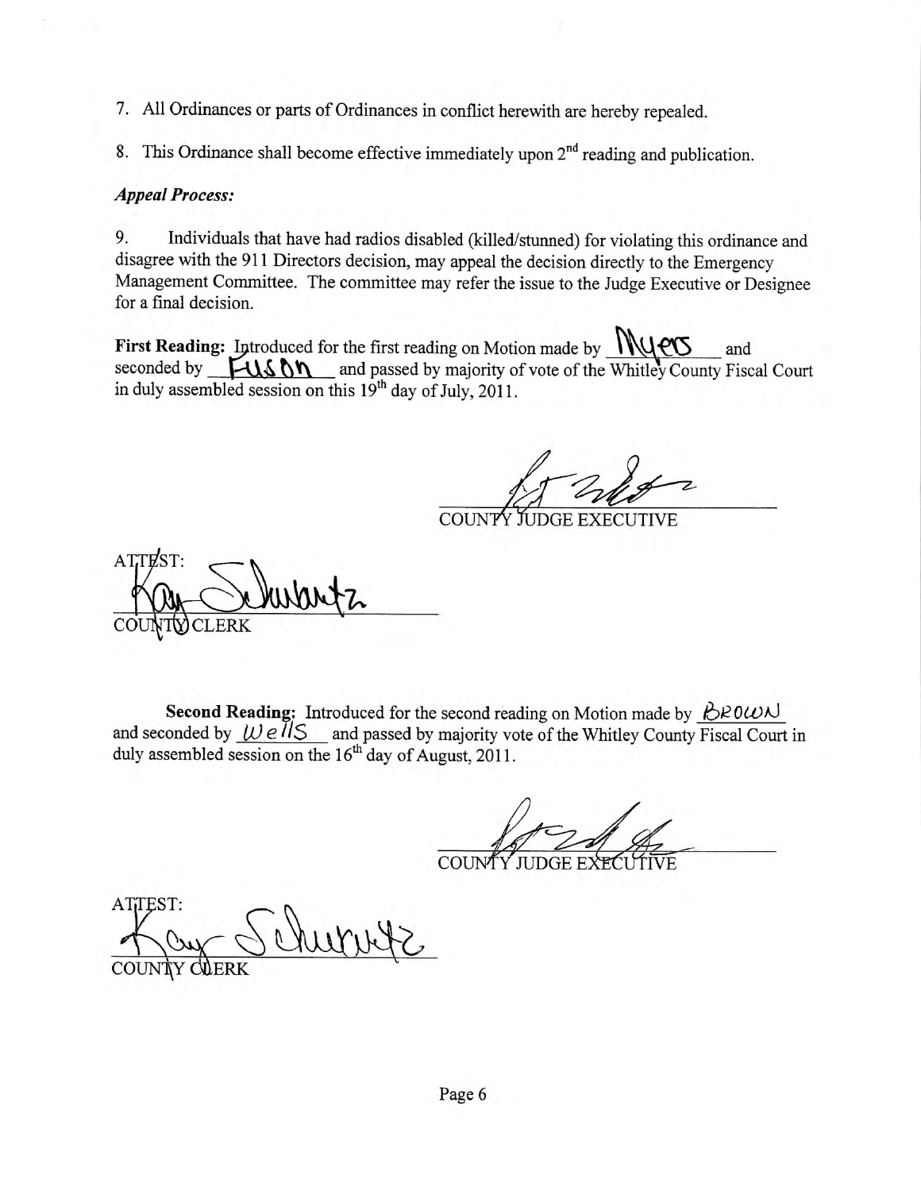7. All Ordinances or parts of Ordinances in conflict herewith are hereby repealed.

8. This Ordinance shall become effective immediately upon 2nd reading and publication.

***Appeal Process:***

9. Individuals that have had radios disabled (killed/stunned) for violating this ordinance and disagree with the 911 Directors decision, may appeal the decision directly to the Emergency Management Committee. The committee may refer the issue to the Judge Executive or Designee for a final decision.

**First Reading:** Introduced for the first reading on Motion made by Myers and seconded by Fuson and passed by majority of vote of the Whitley County Fiscal Court in duly assembled session on this 19th day of July, 2011.

COUNTY JUDGE EXECUTIVE

ATTEST:

COUNTY CLERK

**Second Reading:** Introduced for the second reading on Motion made by BROWN and seconded by Wells and passed by majority vote of the Whitley County Fiscal Court in duly assembled session on the 16th day of August, 2011.

COUNTY JUDGE EXECUTIVE

ATTEST:

COUNTY CLERK